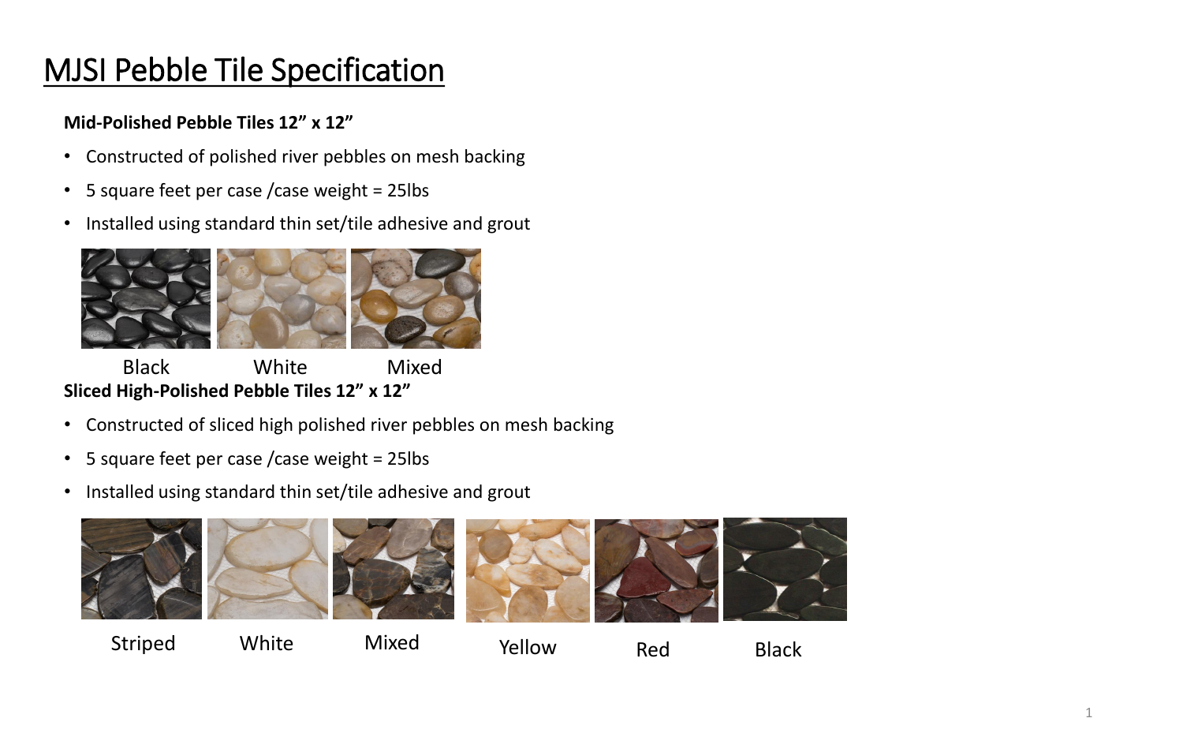# MJSI Pebble Tile Specification

**Mid-Polished Pebble Tiles 12” x 12”**

- Constructed of polished river pebbles on mesh backing
- 5 square feet per case /case weight = 25lbs
- Installed using standard thin set/tile adhesive and grout

Black White Mixed

**Sliced High-Polished Pebble Tiles 12” x 12”**

- Constructed of sliced high polished river pebbles on mesh backing
- 5 square feet per case /case weight = 25lbs
- Installed using standard thin set/tile adhesive and grout

Striped White Mixed Yellow Red Black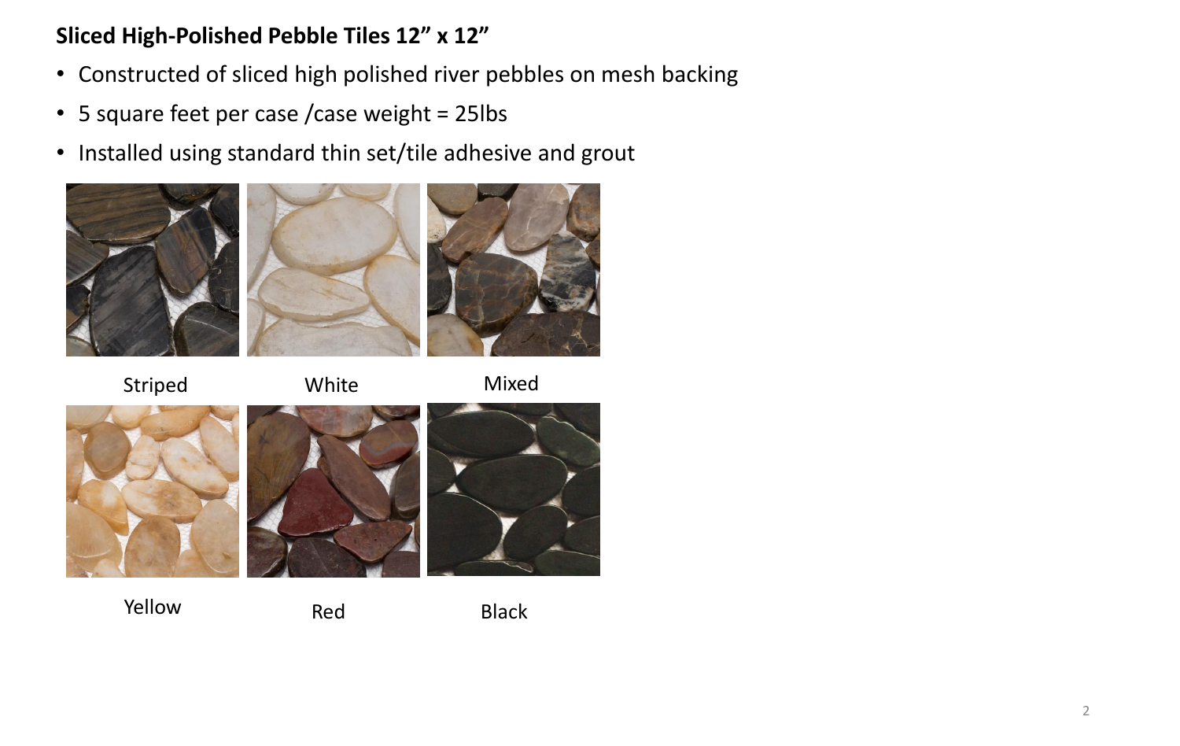**Sliced High-Polished Pebble Tiles 12” x 12”**

- Constructed of sliced high polished river pebbles on mesh backing
- 5 square feet per case /case weight = 25lbs
- Installed using standard thin set/tile adhesive and grout

Striped

White

Mixed

Yellow

Red

Black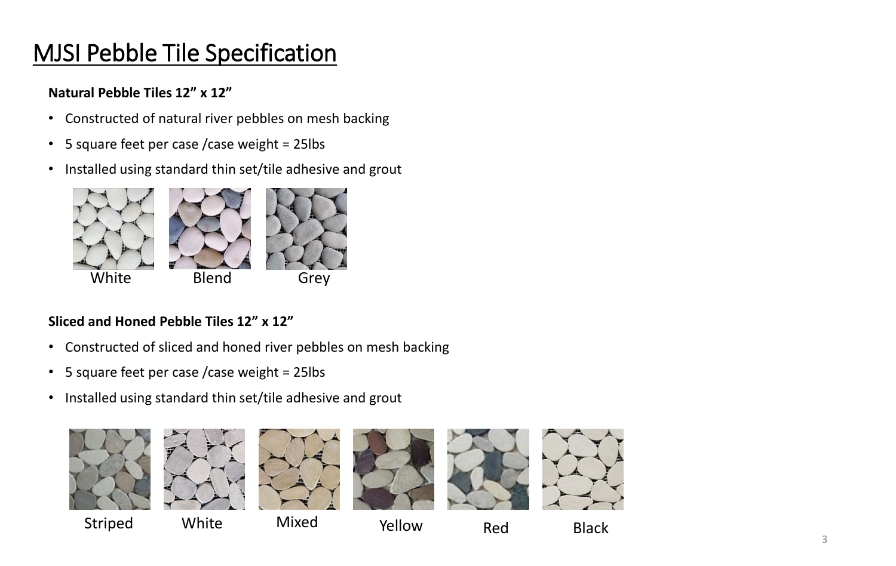# MJSI Pebble Tile Specification

**Natural Pebble Tiles 12" x 12"**

- Constructed of natural river pebbles on mesh backing
- 5 square feet per case /case weight = 25lbs
- Installed using standard thin set/tile adhesive and grout

White    Blend    Grey

**Sliced and Honed Pebble Tiles 12" x 12"**

- Constructed of sliced and honed river pebbles on mesh backing
- 5 square feet per case /case weight = 25lbs
- Installed using standard thin set/tile adhesive and grout

Striped    White    Mixed    Yellow    Red    Black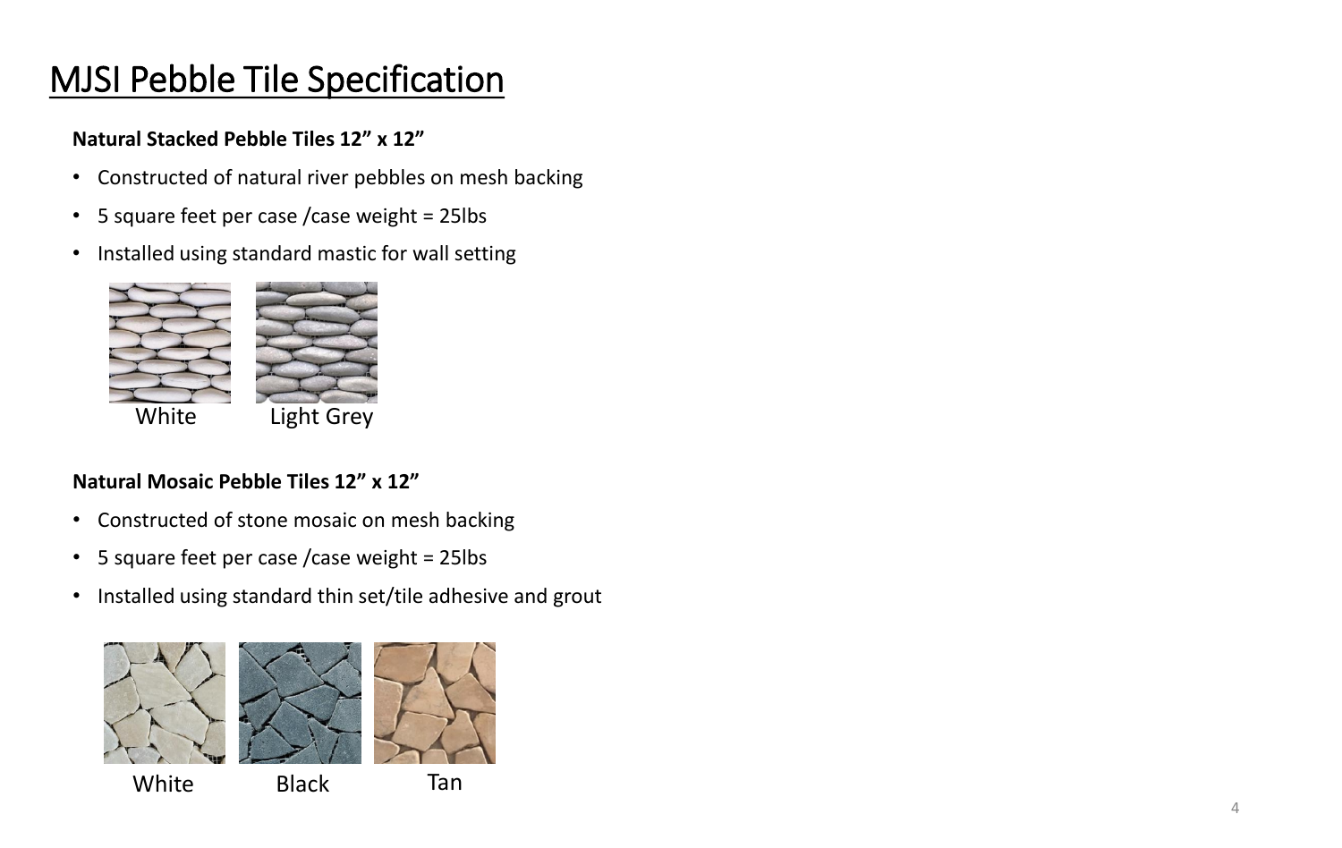# MJSI Pebble Tile Specification

**Natural Stacked Pebble Tiles 12” x 12”**

- Constructed of natural river pebbles on mesh backing
- 5 square feet per case /case weight = 25lbs
- Installed using standard mastic for wall setting

White

Light Grey

**Natural Mosaic Pebble Tiles 12” x 12”**

- Constructed of stone mosaic on mesh backing
- 5 square feet per case /case weight = 25lbs
- Installed using standard thin set/tile adhesive and grout

White

Black

Tan